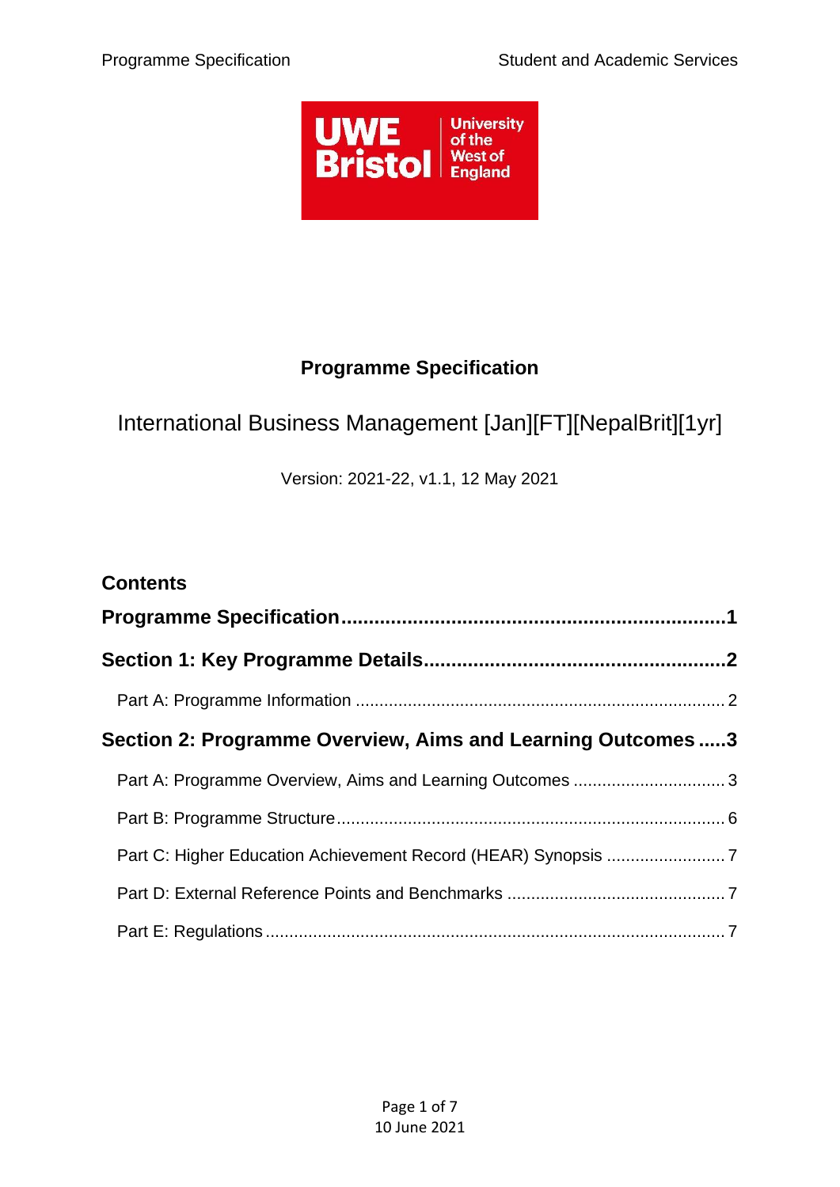# Programme Specification

International Business Management [Jan][FT][NepalBrit][1yr]

Version: 2021-22, v1.1, 12 May 2021

## Contents

**Programme Specification......................................................................1**

**Section 1: Key Programme Details.......................................................2**

Part A: Programme Information ............................................................................. 2

**Section 2: Programme Overview, Aims and Learning Outcomes .....3**

Part A: Programme Overview, Aims and Learning Outcomes ................................ 3

Part B: Programme Structure.................................................................................. 6

Part C: Higher Education Achievement Record (HEAR) Synopsis ......................... 7

Part D: External Reference Points and Benchmarks .............................................. 7

Part E: Regulations ................................................................................................. 7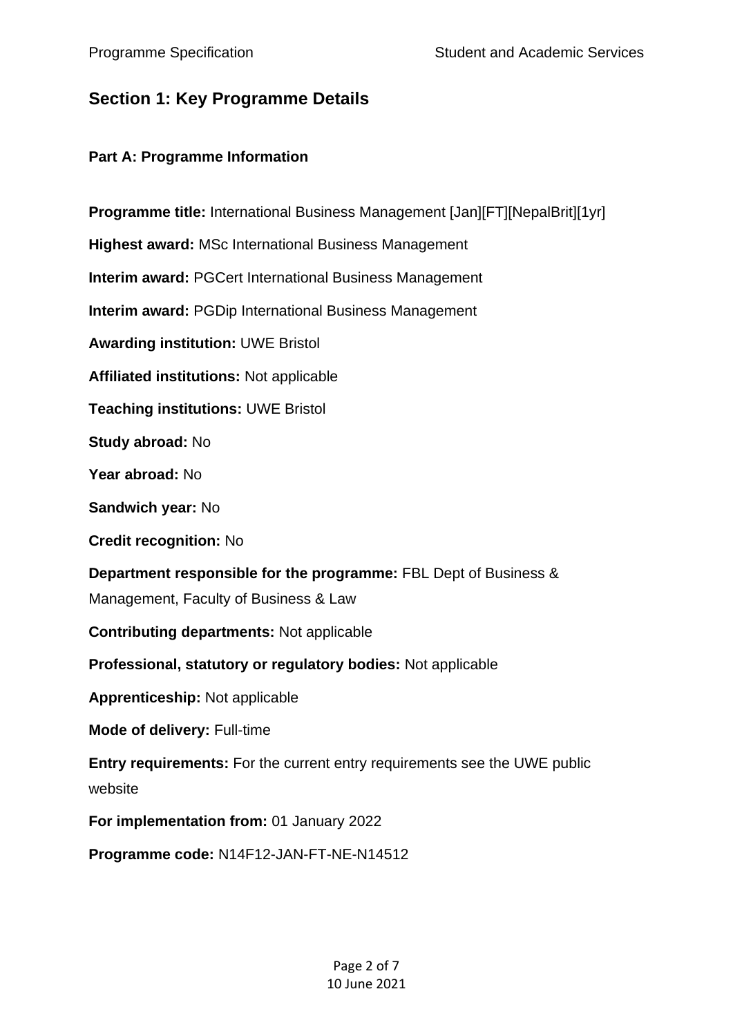## Section 1: Key Programme Details

### Part A: Programme Information

**Programme title:** International Business Management [Jan][FT][NepalBrit][1yr]

**Highest award:** MSc International Business Management

**Interim award:** PGCert International Business Management

**Interim award:** PGDip International Business Management

**Awarding institution:** UWE Bristol

**Affiliated institutions:** Not applicable

**Teaching institutions:** UWE Bristol

**Study abroad:** No

**Year abroad:** No

**Sandwich year:** No

**Credit recognition:** No

**Department responsible for the programme:** FBL Dept of Business & Management, Faculty of Business & Law

**Contributing departments:** Not applicable

**Professional, statutory or regulatory bodies:** Not applicable

**Apprenticeship:** Not applicable

**Mode of delivery:** Full-time

**Entry requirements:** For the current entry requirements see the UWE public website

**For implementation from:** 01 January 2022

**Programme code:** N14F12-JAN-FT-NE-N14512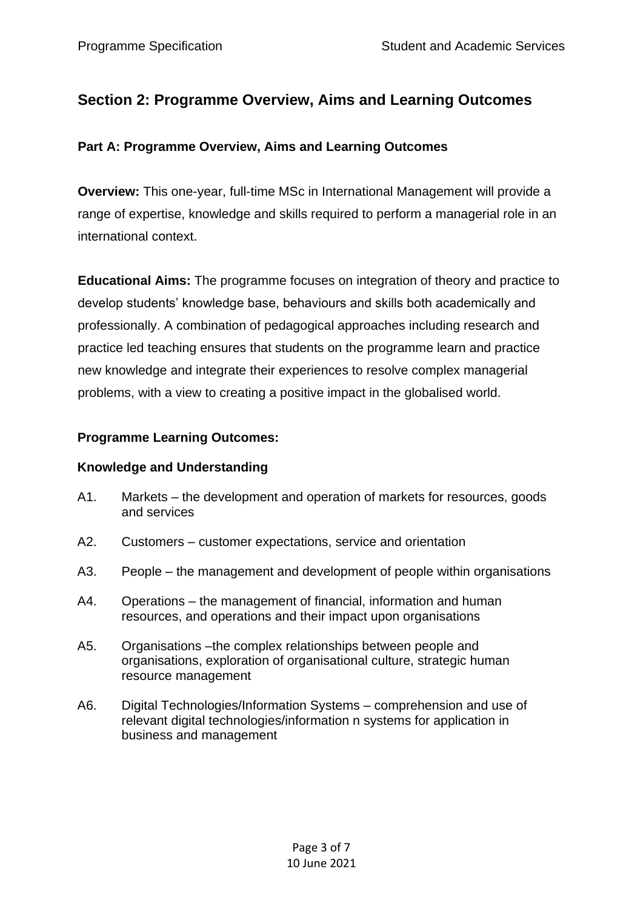## Section 2: Programme Overview, Aims and Learning Outcomes

### Part A: Programme Overview, Aims and Learning Outcomes

**Overview:** This one-year, full-time MSc in International Management will provide a range of expertise, knowledge and skills required to perform a managerial role in an international context.

**Educational Aims:** The programme focuses on integration of theory and practice to develop students' knowledge base, behaviours and skills both academically and professionally. A combination of pedagogical approaches including research and practice led teaching ensures that students on the programme learn and practice new knowledge and integrate their experiences to resolve complex managerial problems, with a view to creating a positive impact in the globalised world.

**Programme Learning Outcomes:**

**Knowledge and Understanding**

A1. Markets – the development and operation of markets for resources, goods and services

A2. Customers – customer expectations, service and orientation

A3. People – the management and development of people within organisations

A4. Operations – the management of financial, information and human resources, and operations and their impact upon organisations

A5. Organisations –the complex relationships between people and organisations, exploration of organisational culture, strategic human resource management

A6. Digital Technologies/Information Systems – comprehension and use of relevant digital technologies/information n systems for application in business and management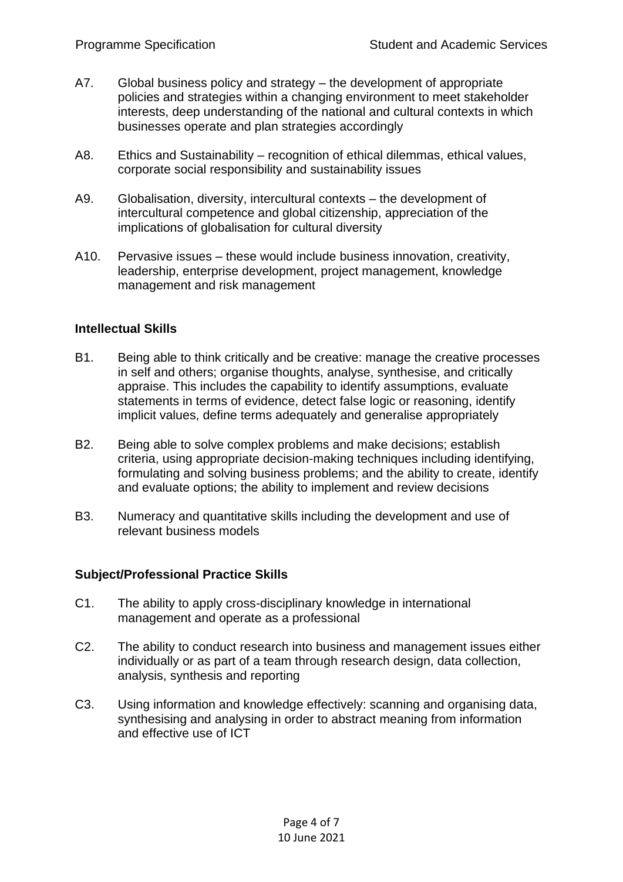A7. Global business policy and strategy – the development of appropriate policies and strategies within a changing environment to meet stakeholder interests, deep understanding of the national and cultural contexts in which businesses operate and plan strategies accordingly

A8. Ethics and Sustainability – recognition of ethical dilemmas, ethical values, corporate social responsibility and sustainability issues

A9. Globalisation, diversity, intercultural contexts – the development of intercultural competence and global citizenship, appreciation of the implications of globalisation for cultural diversity

A10. Pervasive issues – these would include business innovation, creativity, leadership, enterprise development, project management, knowledge management and risk management

**Intellectual Skills**

B1. Being able to think critically and be creative: manage the creative processes in self and others; organise thoughts, analyse, synthesise, and critically appraise. This includes the capability to identify assumptions, evaluate statements in terms of evidence, detect false logic or reasoning, identify implicit values, define terms adequately and generalise appropriately

B2. Being able to solve complex problems and make decisions; establish criteria, using appropriate decision-making techniques including identifying, formulating and solving business problems; and the ability to create, identify and evaluate options; the ability to implement and review decisions

B3. Numeracy and quantitative skills including the development and use of relevant business models

**Subject/Professional Practice Skills**

C1. The ability to apply cross-disciplinary knowledge in international management and operate as a professional

C2. The ability to conduct research into business and management issues either individually or as part of a team through research design, data collection, analysis, synthesis and reporting

C3. Using information and knowledge effectively: scanning and organising data, synthesising and analysing in order to abstract meaning from information and effective use of ICT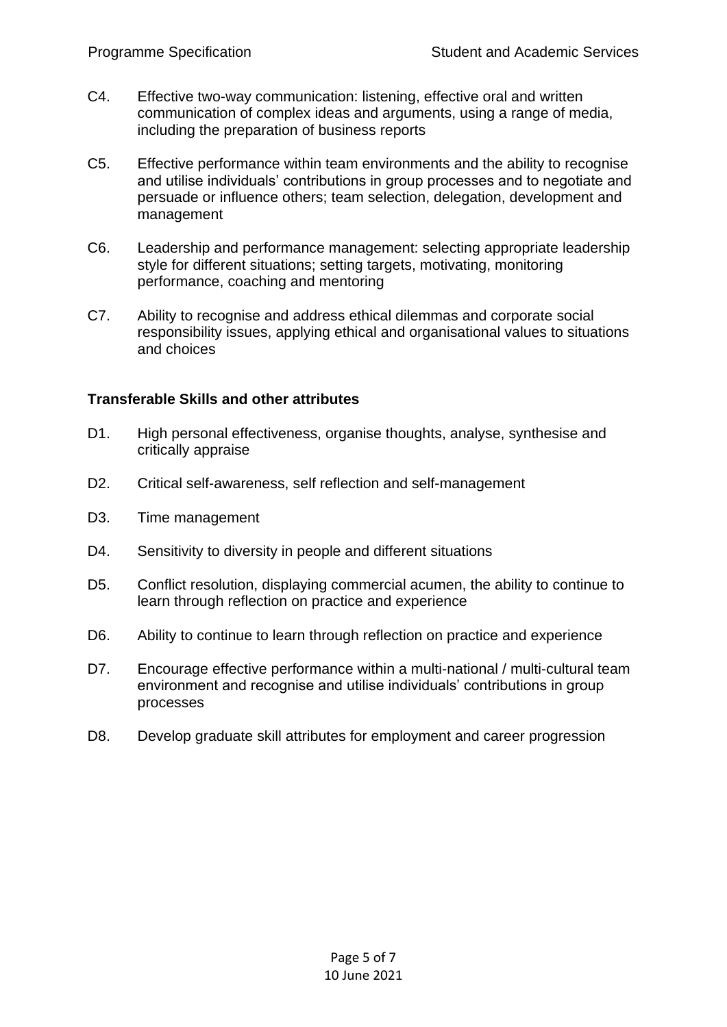C4. Effective two-way communication: listening, effective oral and written communication of complex ideas and arguments, using a range of media, including the preparation of business reports

C5. Effective performance within team environments and the ability to recognise and utilise individuals' contributions in group processes and to negotiate and persuade or influence others; team selection, delegation, development and management

C6. Leadership and performance management: selecting appropriate leadership style for different situations; setting targets, motivating, monitoring performance, coaching and mentoring

C7. Ability to recognise and address ethical dilemmas and corporate social responsibility issues, applying ethical and organisational values to situations and choices

**Transferable Skills and other attributes**

D1. High personal effectiveness, organise thoughts, analyse, synthesise and critically appraise

D2. Critical self-awareness, self reflection and self-management

D3. Time management

D4. Sensitivity to diversity in people and different situations

D5. Conflict resolution, displaying commercial acumen, the ability to continue to learn through reflection on practice and experience

D6. Ability to continue to learn through reflection on practice and experience

D7. Encourage effective performance within a multi-national / multi-cultural team environment and recognise and utilise individuals' contributions in group processes

D8. Develop graduate skill attributes for employment and career progression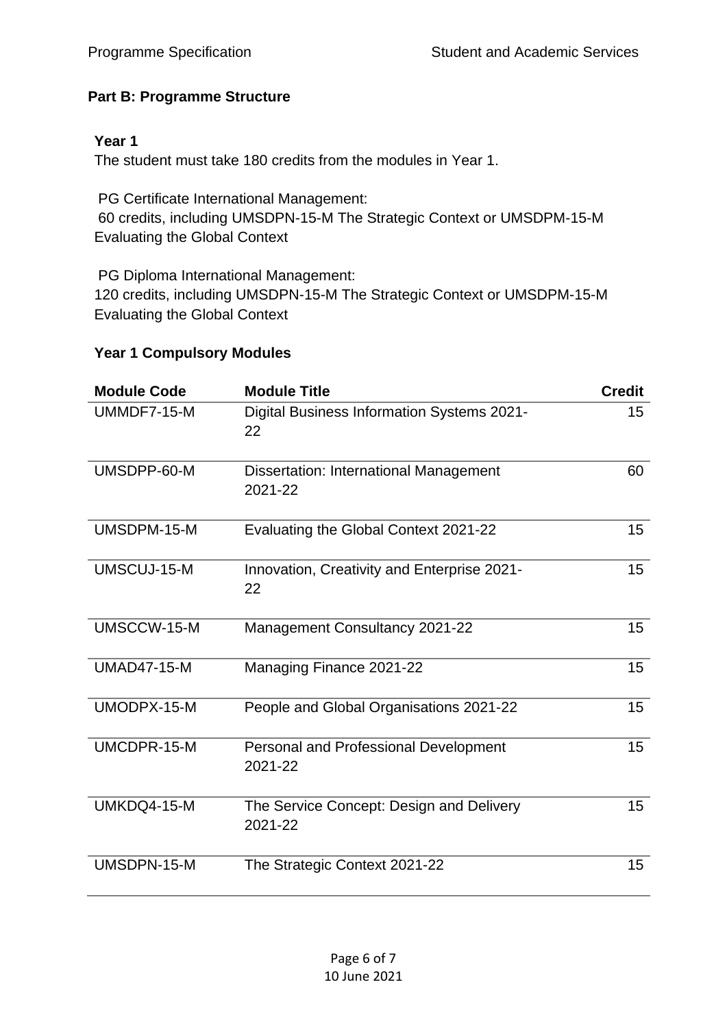## Part B: Programme Structure

### Year 1

The student must take 180 credits from the modules in Year 1.

PG Certificate International Management:
60 credits, including UMSDPN-15-M The Strategic Context or UMSDPM-15-M Evaluating the Global Context

PG Diploma International Management:
120 credits, including UMSDPN-15-M The Strategic Context or UMSDPM-15-M Evaluating the Global Context

### Year 1 Compulsory Modules

| Module Code | Module Title | Credit |
|---|---|---|
| UMMDF7-15-M | Digital Business Information Systems 2021-22 | 15 |
| UMSDPP-60-M | Dissertation: International Management 2021-22 | 60 |
| UMSDPM-15-M | Evaluating the Global Context 2021-22 | 15 |
| UMSCUJ-15-M | Innovation, Creativity and Enterprise 2021-22 | 15 |
| UMSCCW-15-M | Management Consultancy 2021-22 | 15 |
| UMAD47-15-M | Managing Finance 2021-22 | 15 |
| UMODPX-15-M | People and Global Organisations 2021-22 | 15 |
| UMCDPR-15-M | Personal and Professional Development 2021-22 | 15 |
| UMKDQ4-15-M | The Service Concept: Design and Delivery 2021-22 | 15 |
| UMSDPN-15-M | The Strategic Context 2021-22 | 15 |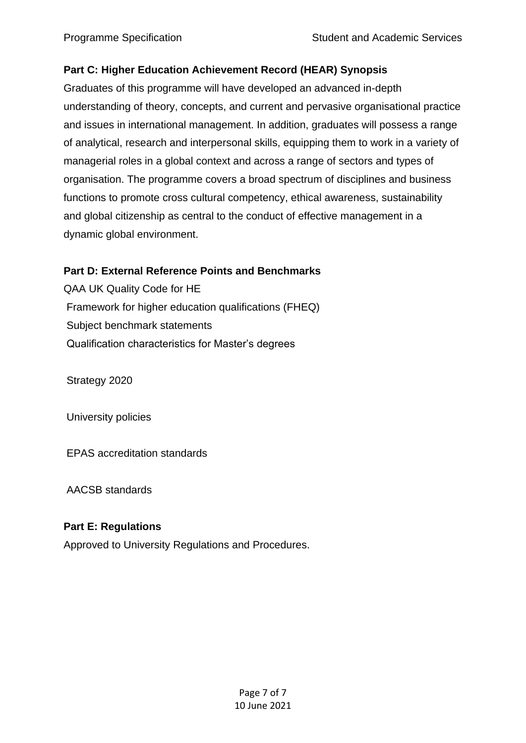**Part C: Higher Education Achievement Record (HEAR) Synopsis**

Graduates of this programme will have developed an advanced in-depth understanding of theory, concepts, and current and pervasive organisational practice and issues in international management. In addition, graduates will possess a range of analytical, research and interpersonal skills, equipping them to work in a variety of managerial roles in a global context and across a range of sectors and types of organisation. The programme covers a broad spectrum of disciplines and business functions to promote cross cultural competency, ethical awareness, sustainability and global citizenship as central to the conduct of effective management in a dynamic global environment.

**Part D: External Reference Points and Benchmarks**

QAA UK Quality Code for HE

Framework for higher education qualifications (FHEQ)

Subject benchmark statements

Qualification characteristics for Master's degrees

Strategy 2020

University policies

EPAS accreditation standards

AACSB standards

**Part E: Regulations**

Approved to University Regulations and Procedures.